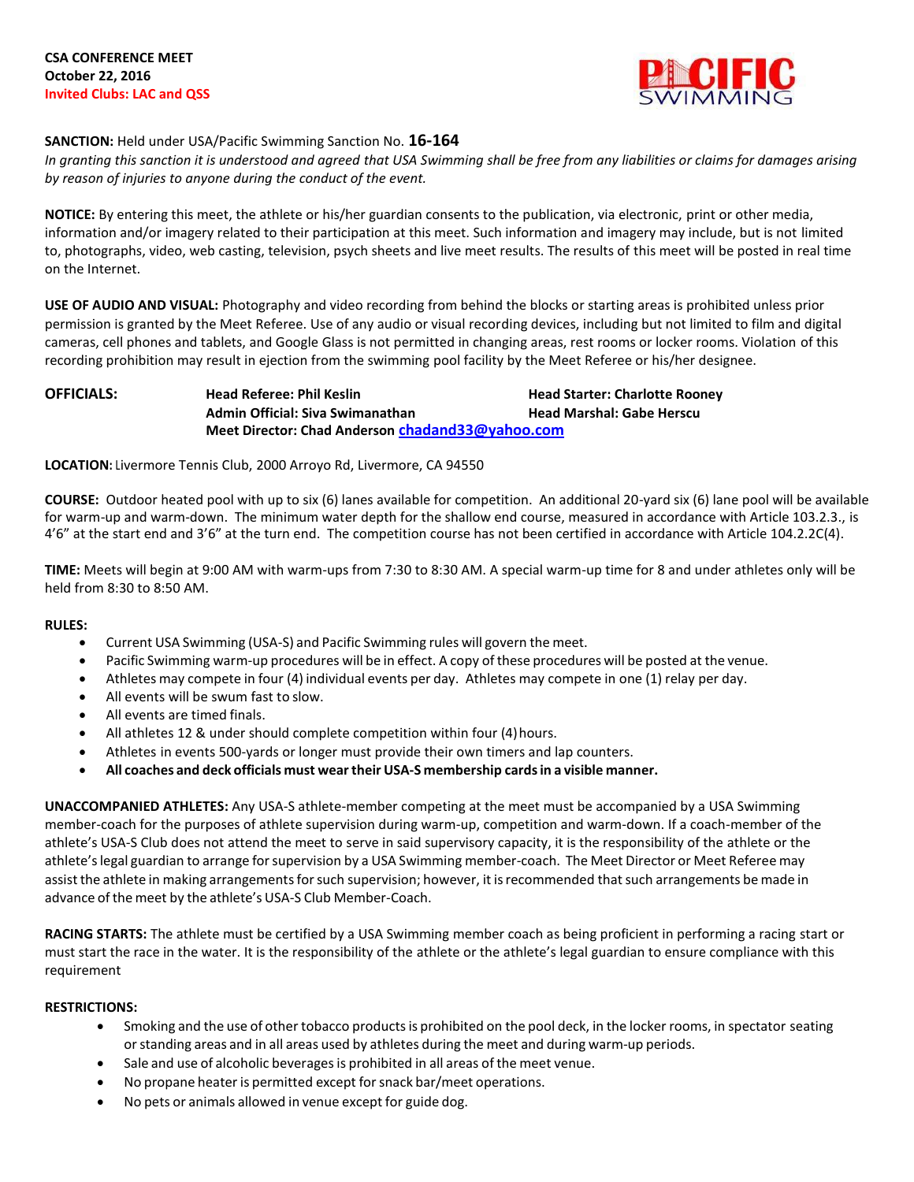**CSA CONFERENCE MEET**
**October 22, 2016**
**Invited Clubs: LAC and QSS**

**SANCTION:** Held under USA/Pacific Swimming Sanction No. **16-164**
*In granting this sanction it is understood and agreed that USA Swimming shall be free from any liabilities or claims for damages arising by reason of injuries to anyone during the conduct of the event.*

**NOTICE:** By entering this meet, the athlete or his/her guardian consents to the publication, via electronic, print or other media, information and/or imagery related to their participation at this meet. Such information and imagery may include, but is not limited to, photographs, video, web casting, television, psych sheets and live meet results. The results of this meet will be posted in real time on the Internet.

**USE OF AUDIO AND VISUAL:** Photography and video recording from behind the blocks or starting areas is prohibited unless prior permission is granted by the Meet Referee. Use of any audio or visual recording devices, including but not limited to film and digital cameras, cell phones and tablets, and Google Glass is not permitted in changing areas, rest rooms or locker rooms. Violation of this recording prohibition may result in ejection from the swimming pool facility by the Meet Referee or his/her designee.

**OFFICIALS:**
**Head Referee: Phil Keslin**
**Head Starter: Charlotte Rooney**
**Admin Official: Siva Swimanathan**
**Head Marshal: Gabe Herscu**
**Meet Director: Chad Anderson chadand33@yahoo.com**

**LOCATION:** Livermore Tennis Club, 2000 Arroyo Rd, Livermore, CA 94550

**COURSE:** Outdoor heated pool with up to six (6) lanes available for competition. An additional 20-yard six (6) lane pool will be available for warm-up and warm-down. The minimum water depth for the shallow end course, measured in accordance with Article 103.2.3., is 4'6" at the start end and 3'6" at the turn end. The competition course has not been certified in accordance with Article 104.2.2C(4).

**TIME:** Meets will begin at 9:00 AM with warm-ups from 7:30 to 8:30 AM. A special warm-up time for 8 and under athletes only will be held from 8:30 to 8:50 AM.

**RULES:**

- Current USA Swimming (USA-S) and Pacific Swimming rules will govern the meet.
- Pacific Swimming warm-up procedures will be in effect. A copy of these procedures will be posted at the venue.
- Athletes may compete in four (4) individual events per day. Athletes may compete in one (1) relay per day.
- All events will be swum fast to slow.
- All events are timed finals.
- All athletes 12 & under should complete competition within four (4) hours.
- Athletes in events 500-yards or longer must provide their own timers and lap counters.
- **All coaches and deck officials must wear their USA-S membership cards in a visible manner.**

**UNACCOMPANIED ATHLETES:** Any USA-S athlete-member competing at the meet must be accompanied by a USA Swimming member-coach for the purposes of athlete supervision during warm-up, competition and warm-down. If a coach-member of the athlete's USA-S Club does not attend the meet to serve in said supervisory capacity, it is the responsibility of the athlete or the athlete's legal guardian to arrange for supervision by a USA Swimming member-coach. The Meet Director or Meet Referee may assist the athlete in making arrangements for such supervision; however, it is recommended that such arrangements be made in advance of the meet by the athlete's USA-S Club Member-Coach.

**RACING STARTS:** The athlete must be certified by a USA Swimming member coach as being proficient in performing a racing start or must start the race in the water. It is the responsibility of the athlete or the athlete's legal guardian to ensure compliance with this requirement

**RESTRICTIONS:**

- Smoking and the use of other tobacco products is prohibited on the pool deck, in the locker rooms, in spectator seating or standing areas and in all areas used by athletes during the meet and during warm-up periods.
- Sale and use of alcoholic beverages is prohibited in all areas of the meet venue.
- No propane heater is permitted except for snack bar/meet operations.
- No pets or animals allowed in venue except for guide dog.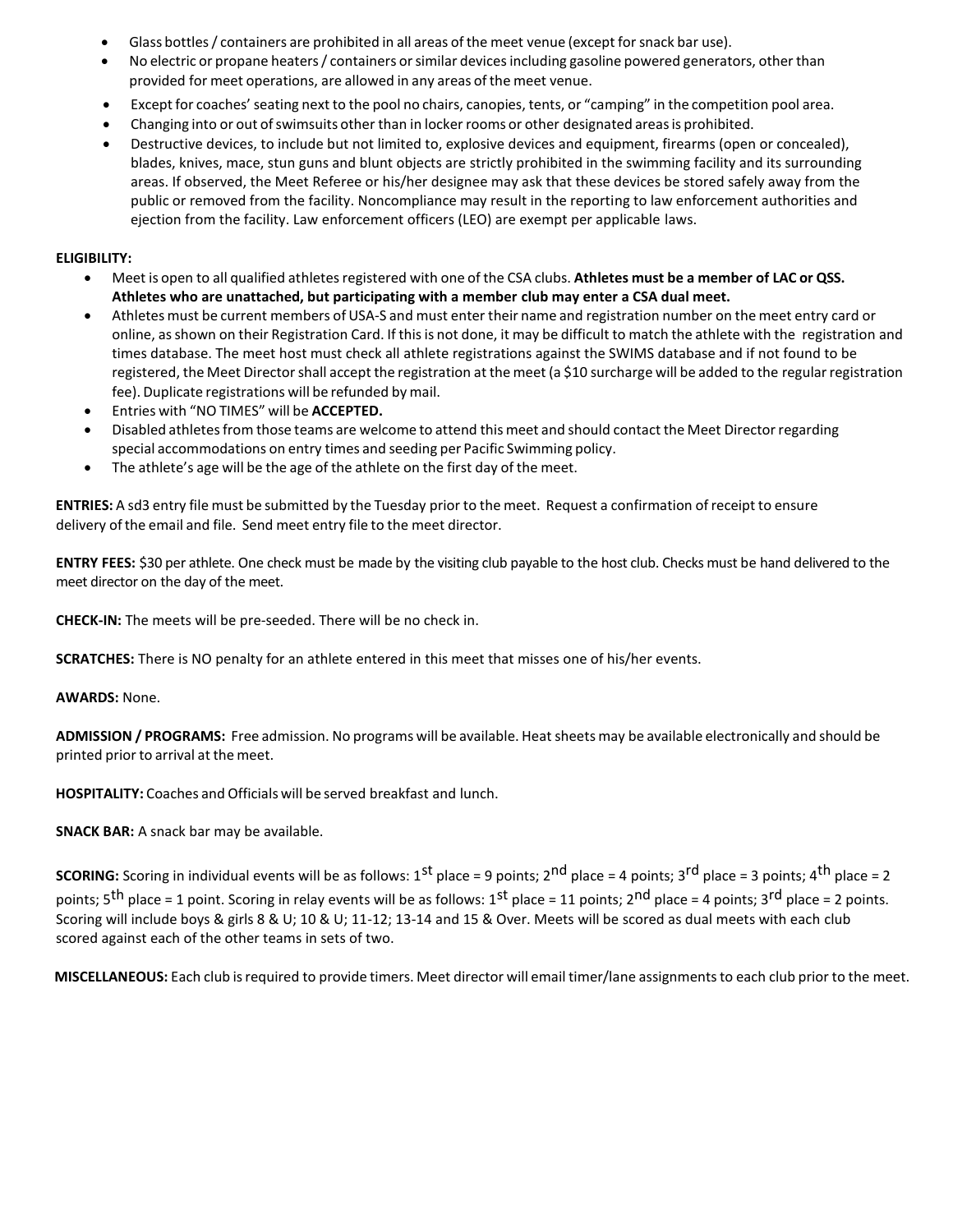- Glass bottles / containers are prohibited in all areas of the meet venue (except for snack bar use).
- No electric or propane heaters / containers or similar devices including gasoline powered generators, other than provided for meet operations, are allowed in any areas of the meet venue.
- Except for coaches' seating next to the pool no chairs, canopies, tents, or "camping" in the competition pool area.
- Changing into or out of swimsuits other than in locker rooms or other designated areas is prohibited.
- Destructive devices, to include but not limited to, explosive devices and equipment, firearms (open or concealed), blades, knives, mace, stun guns and blunt objects are strictly prohibited in the swimming facility and its surrounding areas. If observed, the Meet Referee or his/her designee may ask that these devices be stored safely away from the public or removed from the facility. Noncompliance may result in the reporting to law enforcement authorities and ejection from the facility. Law enforcement officers (LEO) are exempt per applicable laws.

**ELIGIBILITY:**

- Meet is open to all qualified athletes registered with one of the CSA clubs. **Athletes must be a member of LAC or QSS. Athletes who are unattached, but participating with a member club may enter a CSA dual meet.**
- Athletes must be current members of USA-S and must enter their name and registration number on the meet entry card or online, as shown on their Registration Card. If this is not done, it may be difficult to match the athlete with the registration and times database. The meet host must check all athlete registrations against the SWIMS database and if not found to be registered, the Meet Director shall accept the registration at the meet (a $10 surcharge will be added to the regular registration fee). Duplicate registrations will be refunded by mail.
- Entries with "NO TIMES" will be **ACCEPTED.**
- Disabled athletes from those teams are welcome to attend this meet and should contact the Meet Director regarding special accommodations on entry times and seeding per Pacific Swimming policy.
- The athlete's age will be the age of the athlete on the first day of the meet.

**ENTRIES:** A sd3 entry file must be submitted by the Tuesday prior to the meet. Request a confirmation of receipt to ensure delivery of the email and file. Send meet entry file to the meet director.

**ENTRY FEES:** $30 per athlete. One check must be made by the visiting club payable to the host club. Checks must be hand delivered to the meet director on the day of the meet.

**CHECK-IN:** The meets will be pre-seeded. There will be no check in.

**SCRATCHES:** There is NO penalty for an athlete entered in this meet that misses one of his/her events.

**AWARDS:** None.

**ADMISSION / PROGRAMS:** Free admission. No programs will be available. Heat sheets may be available electronically and should be printed prior to arrival at the meet.

**HOSPITALITY:** Coaches and Officials will be served breakfast and lunch.

**SNACK BAR:** A snack bar may be available.

**SCORING:** Scoring in individual events will be as follows: 1st place = 9 points; 2nd place = 4 points; 3rd place = 3 points; 4th place = 2 points; 5th place = 1 point. Scoring in relay events will be as follows: 1st place = 11 points; 2nd place = 4 points; 3rd place = 2 points. Scoring will include boys & girls 8 & U; 10 & U; 11-12; 13-14 and 15 & Over. Meets will be scored as dual meets with each club scored against each of the other teams in sets of two.

**MISCELLANEOUS:** Each club is required to provide timers. Meet director will email timer/lane assignments to each club prior to the meet.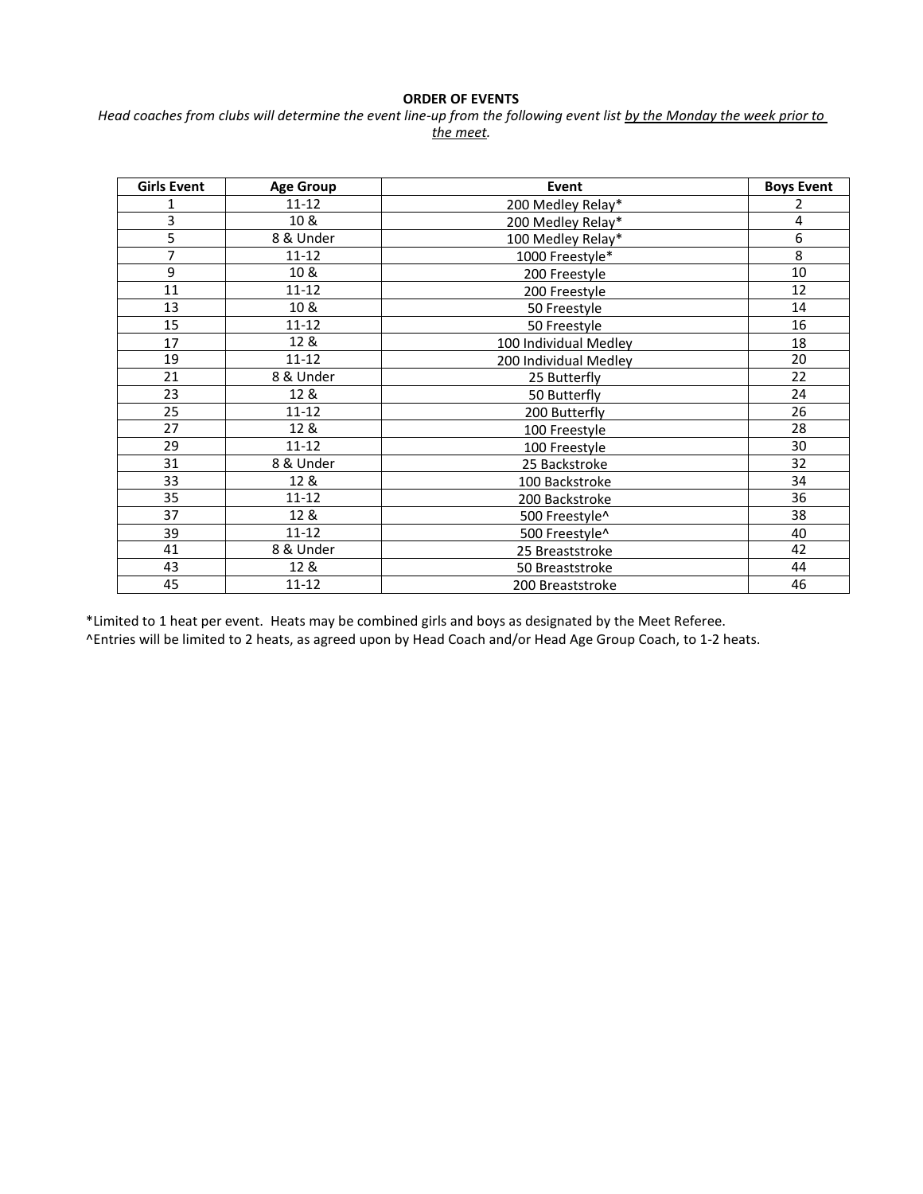**ORDER OF EVENTS**

*Head coaches from clubs will determine the event line-up from the following event list <u>by the Monday the week prior to the meet</u>.*

| Girls Event | Age Group | Event | Boys Event |
|---|---|---|---|
| 1 | 11-12 | 200 Medley Relay* | 2 |
| 3 | 10 & | 200 Medley Relay* | 4 |
| 5 | 8 & Under | 100 Medley Relay* | 6 |
| 7 | 11-12 | 1000 Freestyle* | 8 |
| 9 | 10 & | 200 Freestyle | 10 |
| 11 | 11-12 | 200 Freestyle | 12 |
| 13 | 10 & | 50 Freestyle | 14 |
| 15 | 11-12 | 50 Freestyle | 16 |
| 17 | 12 & | 100 Individual Medley | 18 |
| 19 | 11-12 | 200 Individual Medley | 20 |
| 21 | 8 & Under | 25 Butterfly | 22 |
| 23 | 12 & | 50 Butterfly | 24 |
| 25 | 11-12 | 200 Butterfly | 26 |
| 27 | 12 & | 100 Freestyle | 28 |
| 29 | 11-12 | 100 Freestyle | 30 |
| 31 | 8 & Under | 25 Backstroke | 32 |
| 33 | 12 & | 100 Backstroke | 34 |
| 35 | 11-12 | 200 Backstroke | 36 |
| 37 | 12 & | 500 Freestyle^ | 38 |
| 39 | 11-12 | 500 Freestyle^ | 40 |
| 41 | 8 & Under | 25 Breaststroke | 42 |
| 43 | 12 & | 50 Breaststroke | 44 |
| 45 | 11-12 | 200 Breaststroke | 46 |

*Limited to 1 heat per event. Heats may be combined girls and boys as designated by the Meet Referee.

^Entries will be limited to 2 heats, as agreed upon by Head Coach and/or Head Age Group Coach, to 1-2 heats.